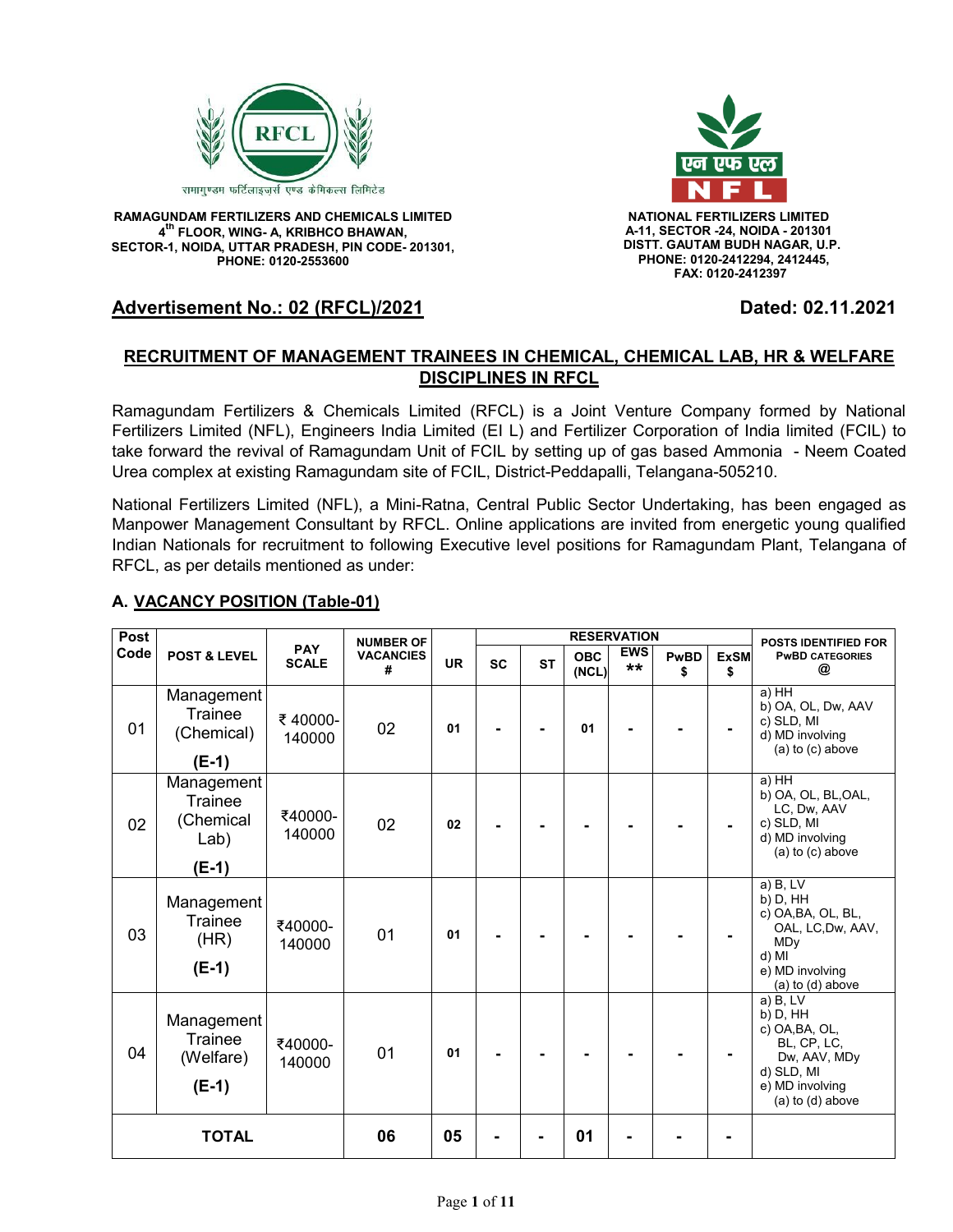रामागुण्डम फर्टिलाइज़र्स एण्ड केमिकल्स लिमिटेड

**RAMAGUNDAM FERTILIZERS AND CHEMICALS LIMITED**
**4th FLOOR, WING- A, KRIBHCO BHAWAN,**
**SECTOR-1, NOIDA, UTTAR PRADESH, PIN CODE- 201301,**
**PHONE: 0120-2553600**

एन एफ एल
NFL

**NATIONAL FERTILIZERS LIMITED**
**A-11, SECTOR -24, NOIDA - 201301**
**DISTT. GAUTAM BUDH NAGAR, U.P.**
**PHONE: 0120-2412294, 2412445,**
**FAX: 0120-2412397**

**Advertisement No.: 02 (RFCL)/2021** **Dated: 02.11.2021**

## RECRUITMENT OF MANAGEMENT TRAINEES IN CHEMICAL, CHEMICAL LAB, HR & WELFARE DISCIPLINES IN RFCL

Ramagundam Fertilizers & Chemicals Limited (RFCL) is a Joint Venture Company formed by National Fertilizers Limited (NFL), Engineers India Limited (EI L) and Fertilizer Corporation of India limited (FCIL) to take forward the revival of Ramagundam Unit of FCIL by setting up of gas based Ammonia - Neem Coated Urea complex at existing Ramagundam site of FCIL, District-Peddapalli, Telangana-505210.

National Fertilizers Limited (NFL), a Mini-Ratna, Central Public Sector Undertaking, has been engaged as Manpower Management Consultant by RFCL. Online applications are invited from energetic young qualified Indian Nationals for recruitment to following Executive level positions for Ramagundam Plant, Telangana of RFCL, as per details mentioned as under:

### A. VACANCY POSITION (Table-01)

| Post Code | POST & LEVEL | PAY SCALE | NUMBER OF VACANCIES # | UR | RESERVATION | | | | | | POSTS IDENTIFIED FOR PwBD CATEGORIES @ |
|---|---|---|---|---|---|---|---|---|---|---|---|
| | | | | | SC | ST | OBC (NCL) | EWS ** | PwBD $ | ExSM $ | |
| 01 | Management Trainee (Chemical) **(E-1)** | ₹ 40000-140000 | 02 | 01 | - | - | 01 | - | - | - | a) HH b) OA, OL, Dw, AAV c) SLD, MI d) MD involving (a) to (c) above |
| 02 | Management Trainee (Chemical Lab) **(E-1)** | ₹40000-140000 | 02 | 02 | - | - | - | - | - | - | a) HH b) OA, OL, BL,OAL, LC, Dw, AAV c) SLD, MI d) MD involving (a) to (c) above |
| 03 | Management Trainee (HR) **(E-1)** | ₹40000-140000 | 01 | 01 | - | - | - | - | - | - | a) B, LV b) D, HH c) OA,BA, OL, BL, OAL, LC,Dw, AAV, MDy d) MI e) MD involving (a) to (d) above |
| 04 | Management Trainee (Welfare) **(E-1)** | ₹40000-140000 | 01 | 01 | - | - | - | - | - | - | a) B, LV b) D, HH c) OA,BA, OL, BL, CP, LC, Dw, AAV, MDy d) SLD, MI e) MD involving (a) to (d) above |
| **TOTAL** | | | **06** | **05** | - | - | **01** | - | - | - | |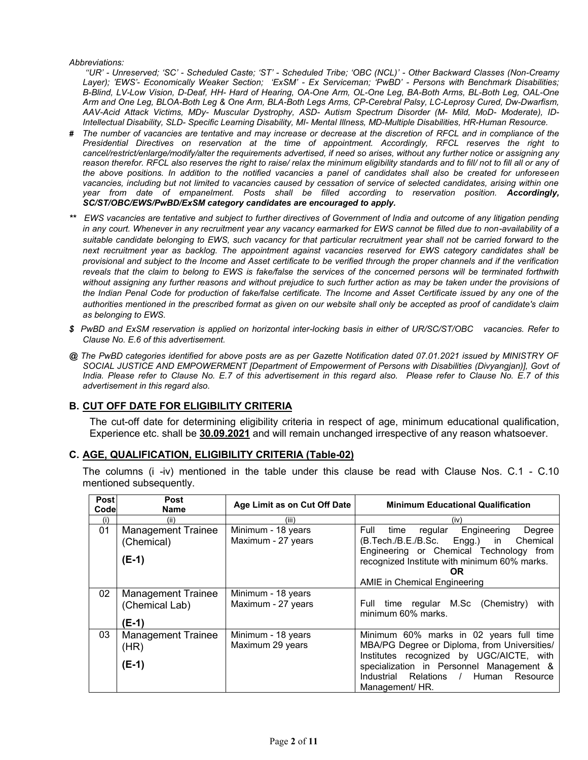*Abbreviations:*

*"UR' - Unreserved; 'SC' - Scheduled Caste; 'ST' - Scheduled Tribe; 'OBC (NCL)' - Other Backward Classes (Non-Creamy Layer); 'EWS'- Economically Weaker Section; 'ExSM' - Ex Serviceman; 'PwBD' - Persons with Benchmark Disabilities; B-Blind, LV-Low Vision, D-Deaf, HH- Hard of Hearing, OA-One Arm, OL-One Leg, BA-Both Arms, BL-Both Leg, OAL-One Arm and One Leg, BLOA-Both Leg & One Arm, BLA-Both Legs Arms, CP-Cerebral Palsy, LC-Leprosy Cured, Dw-Dwarfism, AAV-Acid Attack Victims, MDy- Muscular Dystrophy, ASD- Autism Spectrum Disorder (M- Mild, MoD- Moderate), ID-Intellectual Disability, SLD- Specific Learning Disability, MI- Mental Illness, MD-Multiple Disabilities, HR-Human Resource.*

**#** *The number of vacancies are tentative and may increase or decrease at the discretion of RFCL and in compliance of the Presidential Directives on reservation at the time of appointment. Accordingly, RFCL reserves the right to cancel/restrict/enlarge/modify/alter the requirements advertised, if need so arises, without any further notice or assigning any reason therefor. RFCL also reserves the right to raise/ relax the minimum eligibility standards and to fill/ not to fill all or any of the above positions. In addition to the notified vacancies a panel of candidates shall also be created for unforeseen vacancies, including but not limited to vacancies caused by cessation of service of selected candidates, arising within one year from date of empanelment. Posts shall be filled according to reservation position.* ***Accordingly, SC/ST/OBC/EWS/PwBD/ExSM category candidates are encouraged to apply.***

**\*\*** *EWS vacancies are tentative and subject to further directives of Government of India and outcome of any litigation pending in any court. Whenever in any recruitment year any vacancy earmarked for EWS cannot be filled due to non-availability of a suitable candidate belonging to EWS, such vacancy for that particular recruitment year shall not be carried forward to the next recruitment year as backlog. The appointment against vacancies reserved for EWS category candidates shall be provisional and subject to the Income and Asset certificate to be verified through the proper channels and if the verification reveals that the claim to belong to EWS is fake/false the services of the concerned persons will be terminated forthwith without assigning any further reasons and without prejudice to such further action as may be taken under the provisions of the Indian Penal Code for production of fake/false certificate. The Income and Asset Certificate issued by any one of the authorities mentioned in the prescribed format as given on our website shall only be accepted as proof of candidate's claim as belonging to EWS.*

**$** *PwBD and ExSM reservation is applied on horizontal inter-locking basis in either of UR/SC/ST/OBC vacancies. Refer to Clause No. E.6 of this advertisement.*

**@** *The PwBD categories identified for above posts are as per Gazette Notification dated 07.01.2021 issued by MINISTRY OF SOCIAL JUSTICE AND EMPOWERMENT [Department of Empowerment of Persons with Disabilities (Divyangjan)], Govt of India. Please refer to Clause No. E.7 of this advertisement in this regard also. Please refer to Clause No. E.7 of this advertisement in this regard also.*

## B. CUT OFF DATE FOR ELIGIBILITY CRITERIA

The cut-off date for determining eligibility criteria in respect of age, minimum educational qualification, Experience etc. shall be **30.09.2021** and will remain unchanged irrespective of any reason whatsoever.

## C. AGE, QUALIFICATION, ELIGIBILITY CRITERIA (Table-02)

The columns (i -iv) mentioned in the table under this clause be read with Clause Nos. C.1 - C.10 mentioned subsequently.

| Post Code | Post Name | Age Limit as on Cut Off Date | Minimum Educational Qualification |
|---|---|---|---|
| (i) | (ii) | (iii) | (iv) |
| 01 | Management Trainee (Chemical) (E-1) | Minimum - 18 years Maximum - 27 years | Full time regular Engineering Degree (B.Tech./B.E./B.Sc. Engg.) in Chemical Engineering or Chemical Technology from recognized Institute with minimum 60% marks. **OR** AMIE in Chemical Engineering |
| 02 | Management Trainee (Chemical Lab) (E-1) | Minimum - 18 years Maximum - 27 years | Full time regular M.Sc (Chemistry) with minimum 60% marks. |
| 03 | Management Trainee (HR) (E-1) | Minimum - 18 years Maximum 29 years | Minimum 60% marks in 02 years full time MBA/PG Degree or Diploma, from Universities/ Institutes recognized by UGC/AICTE, with specialization in Personnel Management & Industrial Relations / Human Resource Management/ HR. |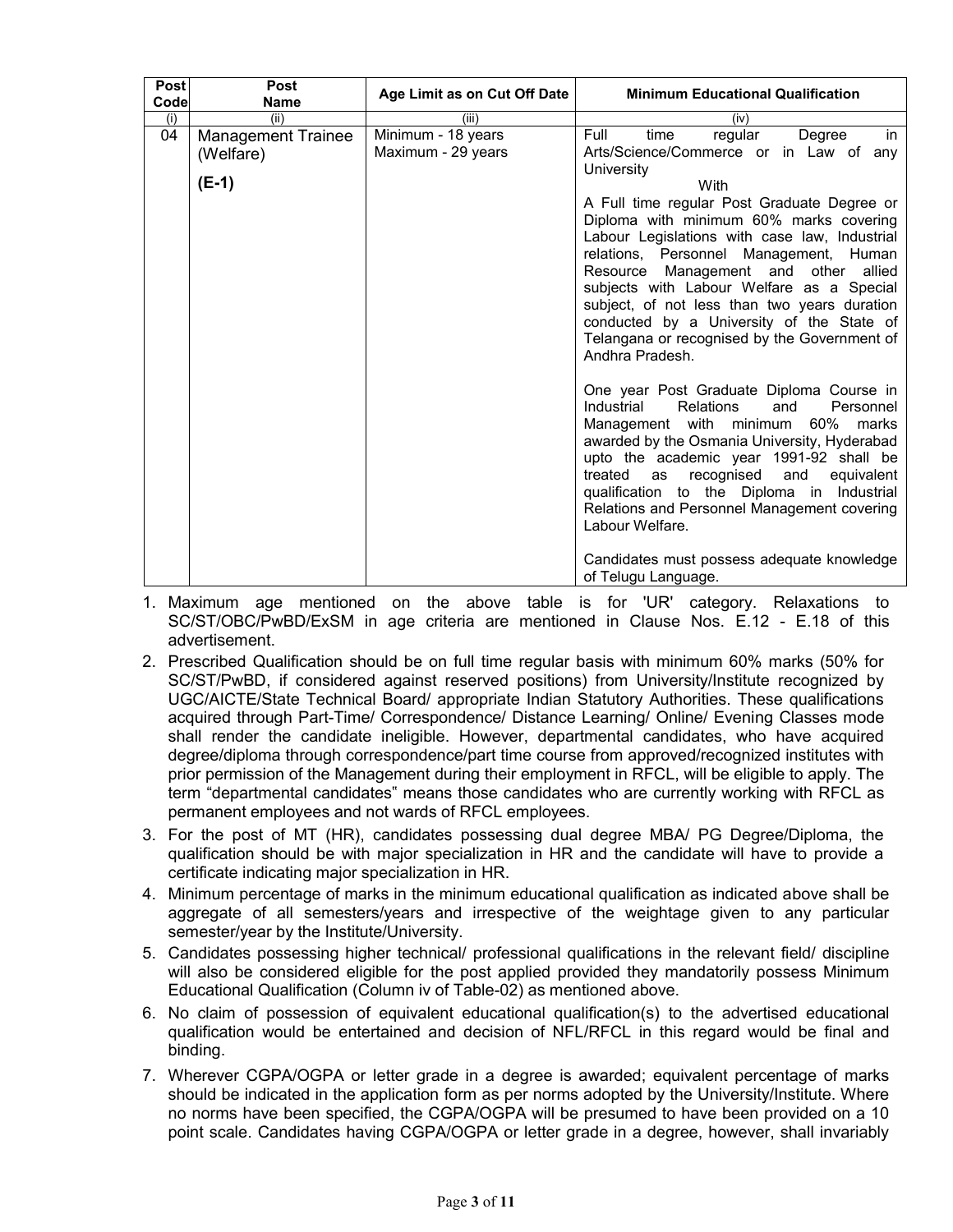| Post Code | Post Name | Age Limit as on Cut Off Date | Minimum Educational Qualification |
|---|---|---|---|
| (i) | (ii) | (iii) | (iv) |
| 04 | Management Trainee (Welfare)<br><br>**(E-1)** | Minimum - 18 years<br>Maximum - 29 years | Full time regular Degree in Arts/Science/Commerce or in Law of any University<br>With<br>A Full time regular Post Graduate Degree or Diploma with minimum 60% marks covering Labour Legislations with case law, Industrial relations, Personnel Management, Human Resource Management and other allied subjects with Labour Welfare as a Special subject, of not less than two years duration conducted by a University of the State of Telangana or recognised by the Government of Andhra Pradesh.<br><br>One year Post Graduate Diploma Course in Industrial Relations and Personnel Management with minimum 60% marks awarded by the Osmania University, Hyderabad upto the academic year 1991-92 shall be treated as recognised and equivalent qualification to the Diploma in Industrial Relations and Personnel Management covering Labour Welfare.<br><br>Candidates must possess adequate knowledge of Telugu Language. |

1. Maximum age mentioned on the above table is for 'UR' category. Relaxations to SC/ST/OBC/PwBD/ExSM in age criteria are mentioned in Clause Nos. E.12 - E.18 of this advertisement.
2. Prescribed Qualification should be on full time regular basis with minimum 60% marks (50% for SC/ST/PwBD, if considered against reserved positions) from University/Institute recognized by UGC/AICTE/State Technical Board/ appropriate Indian Statutory Authorities. These qualifications acquired through Part-Time/ Correspondence/ Distance Learning/ Online/ Evening Classes mode shall render the candidate ineligible. However, departmental candidates, who have acquired degree/diploma through correspondence/part time course from approved/recognized institutes with prior permission of the Management during their employment in RFCL, will be eligible to apply. The term "departmental candidates" means those candidates who are currently working with RFCL as permanent employees and not wards of RFCL employees.
3. For the post of MT (HR), candidates possessing dual degree MBA/ PG Degree/Diploma, the qualification should be with major specialization in HR and the candidate will have to provide a certificate indicating major specialization in HR.
4. Minimum percentage of marks in the minimum educational qualification as indicated above shall be aggregate of all semesters/years and irrespective of the weightage given to any particular semester/year by the Institute/University.
5. Candidates possessing higher technical/ professional qualifications in the relevant field/ discipline will also be considered eligible for the post applied provided they mandatorily possess Minimum Educational Qualification (Column iv of Table-02) as mentioned above.
6. No claim of possession of equivalent educational qualification(s) to the advertised educational qualification would be entertained and decision of NFL/RFCL in this regard would be final and binding.
7. Wherever CGPA/OGPA or letter grade in a degree is awarded; equivalent percentage of marks should be indicated in the application form as per norms adopted by the University/Institute. Where no norms have been specified, the CGPA/OGPA will be presumed to have been provided on a 10 point scale. Candidates having CGPA/OGPA or letter grade in a degree, however, shall invariably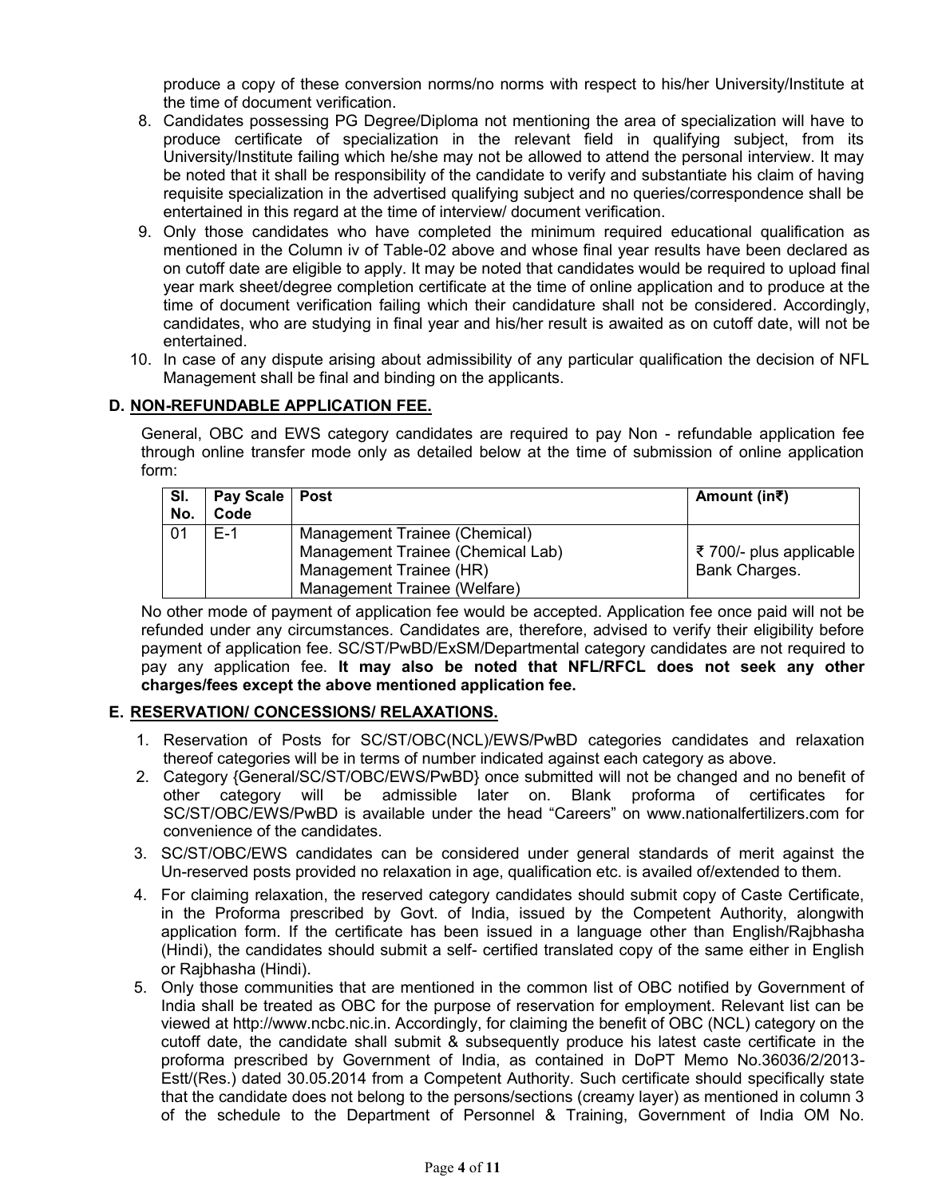produce a copy of these conversion norms/no norms with respect to his/her University/Institute at the time of document verification.

8. Candidates possessing PG Degree/Diploma not mentioning the area of specialization will have to produce certificate of specialization in the relevant field in qualifying subject, from its University/Institute failing which he/she may not be allowed to attend the personal interview. It may be noted that it shall be responsibility of the candidate to verify and substantiate his claim of having requisite specialization in the advertised qualifying subject and no queries/correspondence shall be entertained in this regard at the time of interview/ document verification.
9. Only those candidates who have completed the minimum required educational qualification as mentioned in the Column iv of Table-02 above and whose final year results have been declared as on cutoff date are eligible to apply. It may be noted that candidates would be required to upload final year mark sheet/degree completion certificate at the time of online application and to produce at the time of document verification failing which their candidature shall not be considered. Accordingly, candidates, who are studying in final year and his/her result is awaited as on cutoff date, will not be entertained.
10. In case of any dispute arising about admissibility of any particular qualification the decision of NFL Management shall be final and binding on the applicants.

### D. NON-REFUNDABLE APPLICATION FEE.

General, OBC and EWS category candidates are required to pay Non - refundable application fee through online transfer mode only as detailed below at the time of submission of online application form:

| Sl. No. | Pay Scale Code | Post | Amount (in₹) |
|---|---|---|---|
| 01 | E-1 | Management Trainee (Chemical)<br>Management Trainee (Chemical Lab)<br>Management Trainee (HR)<br>Management Trainee (Welfare) | ₹ 700/- plus applicable Bank Charges. |

No other mode of payment of application fee would be accepted. Application fee once paid will not be refunded under any circumstances. Candidates are, therefore, advised to verify their eligibility before payment of application fee. SC/ST/PwBD/ExSM/Departmental category candidates are not required to pay any application fee. **It may also be noted that NFL/RFCL does not seek any other charges/fees except the above mentioned application fee.**

### E. RESERVATION/ CONCESSIONS/ RELAXATIONS.

1. Reservation of Posts for SC/ST/OBC(NCL)/EWS/PwBD categories candidates and relaxation thereof categories will be in terms of number indicated against each category as above.
2. Category {General/SC/ST/OBC/EWS/PwBD} once submitted will not be changed and no benefit of other category will be admissible later on. Blank proforma of certificates for SC/ST/OBC/EWS/PwBD is available under the head "Careers" on www.nationalfertilizers.com for convenience of the candidates.
3. SC/ST/OBC/EWS candidates can be considered under general standards of merit against the Un-reserved posts provided no relaxation in age, qualification etc. is availed of/extended to them.
4. For claiming relaxation, the reserved category candidates should submit copy of Caste Certificate, in the Proforma prescribed by Govt. of India, issued by the Competent Authority, alongwith application form. If the certificate has been issued in a language other than English/Rajbhasha (Hindi), the candidates should submit a self- certified translated copy of the same either in English or Rajbhasha (Hindi).
5. Only those communities that are mentioned in the common list of OBC notified by Government of India shall be treated as OBC for the purpose of reservation for employment. Relevant list can be viewed at http://www.ncbc.nic.in. Accordingly, for claiming the benefit of OBC (NCL) category on the cutoff date, the candidate shall submit & subsequently produce his latest caste certificate in the proforma prescribed by Government of India, as contained in DoPT Memo No.36036/2/2013-Estt/(Res.) dated 30.05.2014 from a Competent Authority. Such certificate should specifically state that the candidate does not belong to the persons/sections (creamy layer) as mentioned in column 3 of the schedule to the Department of Personnel & Training, Government of India OM No.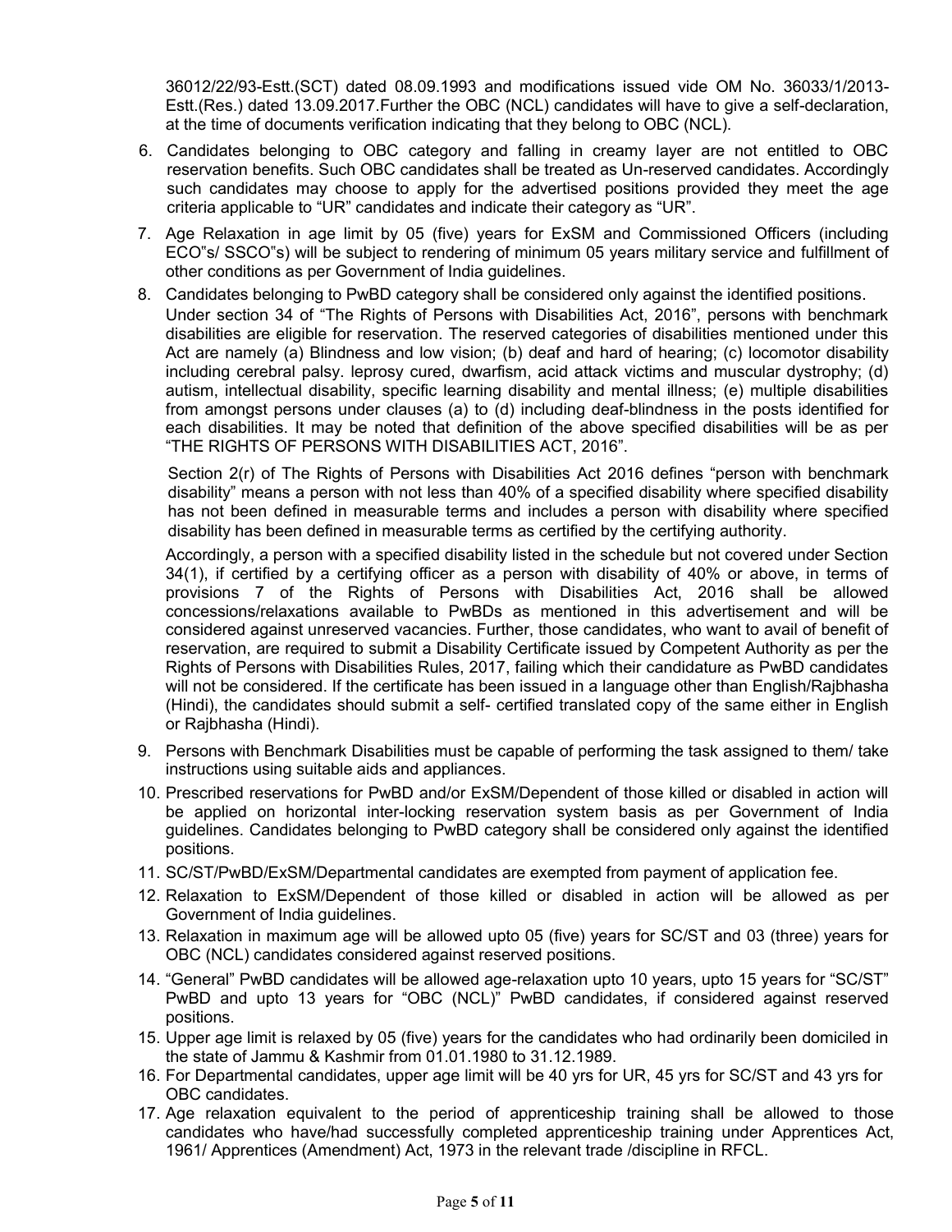36012/22/93-Estt.(SCT) dated 08.09.1993 and modifications issued vide OM No. 36033/1/2013-Estt.(Res.) dated 13.09.2017.Further the OBC (NCL) candidates will have to give a self-declaration, at the time of documents verification indicating that they belong to OBC (NCL).

6. Candidates belonging to OBC category and falling in creamy layer are not entitled to OBC reservation benefits. Such OBC candidates shall be treated as Un-reserved candidates. Accordingly such candidates may choose to apply for the advertised positions provided they meet the age criteria applicable to "UR" candidates and indicate their category as "UR".
7. Age Relaxation in age limit by 05 (five) years for ExSM and Commissioned Officers (including ECO"s/ SSCO"s) will be subject to rendering of minimum 05 years military service and fulfillment of other conditions as per Government of India guidelines.
8. Candidates belonging to PwBD category shall be considered only against the identified positions. Under section 34 of "The Rights of Persons with Disabilities Act, 2016", persons with benchmark disabilities are eligible for reservation. The reserved categories of disabilities mentioned under this Act are namely (a) Blindness and low vision; (b) deaf and hard of hearing; (c) locomotor disability including cerebral palsy. leprosy cured, dwarfism, acid attack victims and muscular dystrophy; (d) autism, intellectual disability, specific learning disability and mental illness; (e) multiple disabilities from amongst persons under clauses (a) to (d) including deaf-blindness in the posts identified for each disabilities. It may be noted that definition of the above specified disabilities will be as per "THE RIGHTS OF PERSONS WITH DISABILITIES ACT, 2016".

   Section 2(r) of The Rights of Persons with Disabilities Act 2016 defines "person with benchmark disability" means a person with not less than 40% of a specified disability where specified disability has not been defined in measurable terms and includes a person with disability where specified disability has been defined in measurable terms as certified by the certifying authority.

   Accordingly, a person with a specified disability listed in the schedule but not covered under Section 34(1), if certified by a certifying officer as a person with disability of 40% or above, in terms of provisions 7 of the Rights of Persons with Disabilities Act, 2016 shall be allowed concessions/relaxations available to PwBDs as mentioned in this advertisement and will be considered against unreserved vacancies. Further, those candidates, who want to avail of benefit of reservation, are required to submit a Disability Certificate issued by Competent Authority as per the Rights of Persons with Disabilities Rules, 2017, failing which their candidature as PwBD candidates will not be considered. If the certificate has been issued in a language other than English/Rajbhasha (Hindi), the candidates should submit a self- certified translated copy of the same either in English or Rajbhasha (Hindi).
9. Persons with Benchmark Disabilities must be capable of performing the task assigned to them/ take instructions using suitable aids and appliances.
10. Prescribed reservations for PwBD and/or ExSM/Dependent of those killed or disabled in action will be applied on horizontal inter-locking reservation system basis as per Government of India guidelines. Candidates belonging to PwBD category shall be considered only against the identified positions.
11. SC/ST/PwBD/ExSM/Departmental candidates are exempted from payment of application fee.
12. Relaxation to ExSM/Dependent of those killed or disabled in action will be allowed as per Government of India guidelines.
13. Relaxation in maximum age will be allowed upto 05 (five) years for SC/ST and 03 (three) years for OBC (NCL) candidates considered against reserved positions.
14. "General" PwBD candidates will be allowed age-relaxation upto 10 years, upto 15 years for "SC/ST" PwBD and upto 13 years for "OBC (NCL)" PwBD candidates, if considered against reserved positions.
15. Upper age limit is relaxed by 05 (five) years for the candidates who had ordinarily been domiciled in the state of Jammu & Kashmir from 01.01.1980 to 31.12.1989.
16. For Departmental candidates, upper age limit will be 40 yrs for UR, 45 yrs for SC/ST and 43 yrs for OBC candidates.
17. Age relaxation equivalent to the period of apprenticeship training shall be allowed to those candidates who have/had successfully completed apprenticeship training under Apprentices Act, 1961/ Apprentices (Amendment) Act, 1973 in the relevant trade /discipline in RFCL.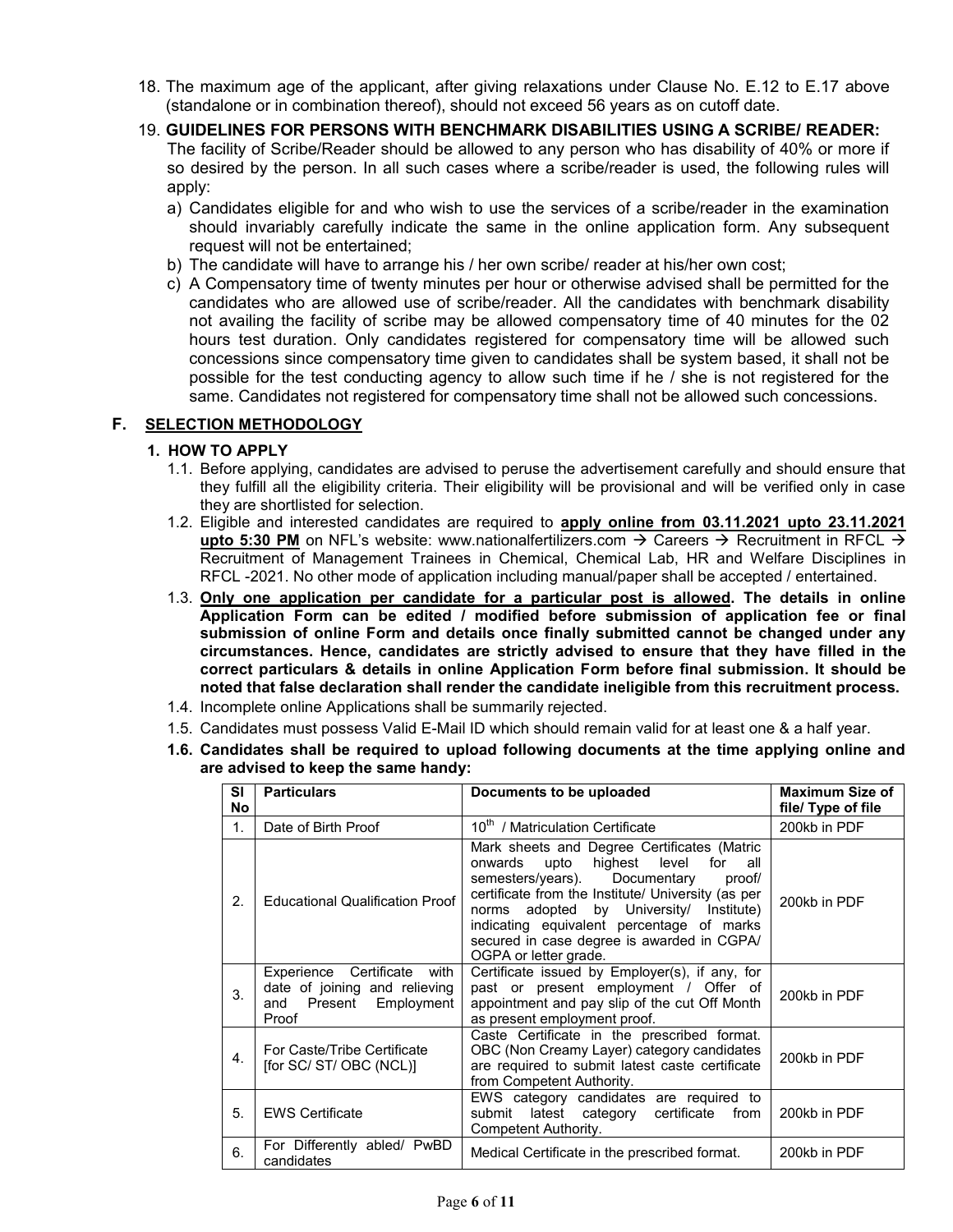18. The maximum age of the applicant, after giving relaxations under Clause No. E.12 to E.17 above (standalone or in combination thereof), should not exceed 56 years as on cutoff date.

19. **GUIDELINES FOR PERSONS WITH BENCHMARK DISABILITIES USING A SCRIBE/ READER:**
    The facility of Scribe/Reader should be allowed to any person who has disability of 40% or more if so desired by the person. In all such cases where a scribe/reader is used, the following rules will apply:
    a) Candidates eligible for and who wish to use the services of a scribe/reader in the examination should invariably carefully indicate the same in the online application form. Any subsequent request will not be entertained;
    b) The candidate will have to arrange his / her own scribe/ reader at his/her own cost;
    c) A Compensatory time of twenty minutes per hour or otherwise advised shall be permitted for the candidates who are allowed use of scribe/reader. All the candidates with benchmark disability not availing the facility of scribe may be allowed compensatory time of 40 minutes for the 02 hours test duration. Only candidates registered for compensatory time will be allowed such concessions since compensatory time given to candidates shall be system based, it shall not be possible for the test conducting agency to allow such time if he / she is not registered for the same. Candidates not registered for compensatory time shall not be allowed such concessions.

## F. SELECTION METHODOLOGY

### 1. HOW TO APPLY

1.1. Before applying, candidates are advised to peruse the advertisement carefully and should ensure that they fulfill all the eligibility criteria. Their eligibility will be provisional and will be verified only in case they are shortlisted for selection.

1.2. Eligible and interested candidates are required to **apply online from 03.11.2021 upto 23.11.2021 upto 5:30 PM** on NFL's website: www.nationalfertilizers.com → Careers → Recruitment in RFCL → Recruitment of Management Trainees in Chemical, Chemical Lab, HR and Welfare Disciplines in RFCL -2021. No other mode of application including manual/paper shall be accepted / entertained.

1.3. **Only one application per candidate for a particular post is allowed. The details in online Application Form can be edited / modified before submission of application fee or final submission of online Form and details once finally submitted cannot be changed under any circumstances. Hence, candidates are strictly advised to ensure that they have filled in the correct particulars & details in online Application Form before final submission. It should be noted that false declaration shall render the candidate ineligible from this recruitment process.**

1.4. Incomplete online Applications shall be summarily rejected.

1.5. Candidates must possess Valid E-Mail ID which should remain valid for at least one & a half year.

**1.6. Candidates shall be required to upload following documents at the time applying online and are advised to keep the same handy:**

| Sl No | Particulars | Documents to be uploaded | Maximum Size of file/ Type of file |
|---|---|---|---|
| 1. | Date of Birth Proof | 10th / Matriculation Certificate | 200kb in PDF |
| 2. | Educational Qualification Proof | Mark sheets and Degree Certificates (Matric onwards upto highest level for all semesters/years). Documentary proof/ certificate from the Institute/ University (as per norms adopted by University/ Institute) indicating equivalent percentage of marks secured in case degree is awarded in CGPA/ OGPA or letter grade. | 200kb in PDF |
| 3. | Experience Certificate with date of joining and relieving and Present Employment Proof | Certificate issued by Employer(s), if any, for past or present employment / Offer of appointment and pay slip of the cut Off Month as present employment proof. | 200kb in PDF |
| 4. | For Caste/Tribe Certificate [for SC/ ST/ OBC (NCL)] | Caste Certificate in the prescribed format. OBC (Non Creamy Layer) category candidates are required to submit latest caste certificate from Competent Authority. | 200kb in PDF |
| 5. | EWS Certificate | EWS category candidates are required to submit latest category certificate from Competent Authority. | 200kb in PDF |
| 6. | For Differently abled/ PwBD candidates | Medical Certificate in the prescribed format. | 200kb in PDF |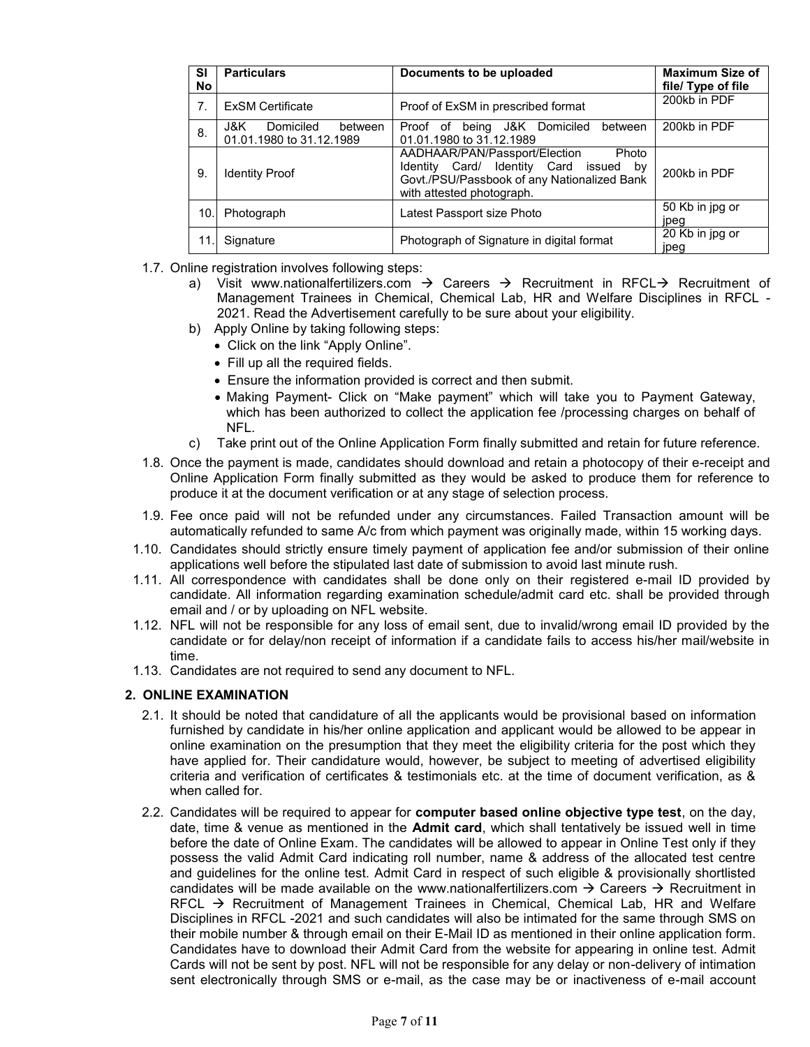| Sl No | Particulars | Documents to be uploaded | Maximum Size of file/ Type of file |
|---|---|---|---|
| 7. | ExSM Certificate | Proof of ExSM in prescribed format | 200kb in PDF |
| 8. | J&K Domiciled between 01.01.1980 to 31.12.1989 | Proof of being J&K Domiciled between 01.01.1980 to 31.12.1989 | 200kb in PDF |
| 9. | Identity Proof | AADHAAR/PAN/Passport/Election Photo Identity Card/ Identity Card issued by Govt./PSU/Passbook of any Nationalized Bank with attested photograph. | 200kb in PDF |
| 10. | Photograph | Latest Passport size Photo | 50 Kb in jpg or jpeg |
| 11. | Signature | Photograph of Signature in digital format | 20 Kb in jpg or jpeg |

1.7. Online registration involves following steps:

a) Visit www.nationalfertilizers.com → Careers → Recruitment in RFCL→ Recruitment of Management Trainees in Chemical, Chemical Lab, HR and Welfare Disciplines in RFCL - 2021. Read the Advertisement carefully to be sure about your eligibility.

b) Apply Online by taking following steps:
- Click on the link "Apply Online".
- Fill up all the required fields.
- Ensure the information provided is correct and then submit.
- Making Payment- Click on "Make payment" which will take you to Payment Gateway, which has been authorized to collect the application fee /processing charges on behalf of NFL.

c) Take print out of the Online Application Form finally submitted and retain for future reference.

1.8. Once the payment is made, candidates should download and retain a photocopy of their e-receipt and Online Application Form finally submitted as they would be asked to produce them for reference to produce it at the document verification or at any stage of selection process.

1.9. Fee once paid will not be refunded under any circumstances. Failed Transaction amount will be automatically refunded to same A/c from which payment was originally made, within 15 working days.

1.10. Candidates should strictly ensure timely payment of application fee and/or submission of their online applications well before the stipulated last date of submission to avoid last minute rush.

1.11. All correspondence with candidates shall be done only on their registered e-mail ID provided by candidate. All information regarding examination schedule/admit card etc. shall be provided through email and / or by uploading on NFL website.

1.12. NFL will not be responsible for any loss of email sent, due to invalid/wrong email ID provided by the candidate or for delay/non receipt of information if a candidate fails to access his/her mail/website in time.

1.13. Candidates are not required to send any document to NFL.

## 2. ONLINE EXAMINATION

2.1. It should be noted that candidature of all the applicants would be provisional based on information furnished by candidate in his/her online application and applicant would be allowed to be appear in online examination on the presumption that they meet the eligibility criteria for the post which they have applied for. Their candidature would, however, be subject to meeting of advertised eligibility criteria and verification of certificates & testimonials etc. at the time of document verification, as & when called for.

2.2. Candidates will be required to appear for **computer based online objective type test**, on the day, date, time & venue as mentioned in the **Admit card**, which shall tentatively be issued well in time before the date of Online Exam. The candidates will be allowed to appear in Online Test only if they possess the valid Admit Card indicating roll number, name & address of the allocated test centre and guidelines for the online test. Admit Card in respect of such eligible & provisionally shortlisted candidates will be made available on the www.nationalfertilizers.com → Careers → Recruitment in RFCL → Recruitment of Management Trainees in Chemical, Chemical Lab, HR and Welfare Disciplines in RFCL -2021 and such candidates will also be intimated for the same through SMS on their mobile number & through email on their E-Mail ID as mentioned in their online application form. Candidates have to download their Admit Card from the website for appearing in online test. Admit Cards will not be sent by post. NFL will not be responsible for any delay or non-delivery of intimation sent electronically through SMS or e-mail, as the case may be or inactiveness of e-mail account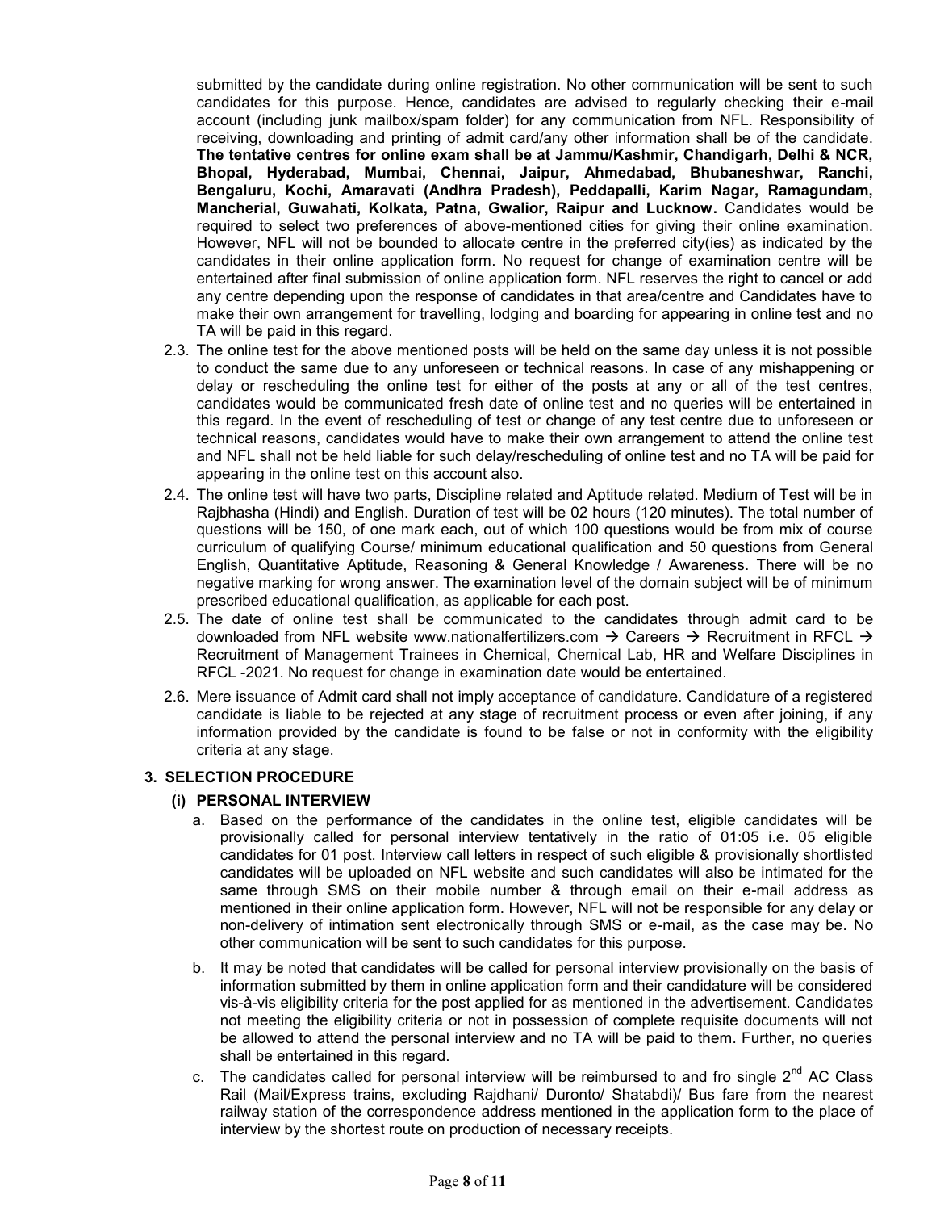submitted by the candidate during online registration. No other communication will be sent to such candidates for this purpose. Hence, candidates are advised to regularly checking their e-mail account (including junk mailbox/spam folder) for any communication from NFL. Responsibility of receiving, downloading and printing of admit card/any other information shall be of the candidate. **The tentative centres for online exam shall be at Jammu/Kashmir, Chandigarh, Delhi & NCR, Bhopal, Hyderabad, Mumbai, Chennai, Jaipur, Ahmedabad, Bhubaneshwar, Ranchi, Bengaluru, Kochi, Amaravati (Andhra Pradesh), Peddapalli, Karim Nagar, Ramagundam, Mancherial, Guwahati, Kolkata, Patna, Gwalior, Raipur and Lucknow.** Candidates would be required to select two preferences of above-mentioned cities for giving their online examination. However, NFL will not be bounded to allocate centre in the preferred city(ies) as indicated by the candidates in their online application form. No request for change of examination centre will be entertained after final submission of online application form. NFL reserves the right to cancel or add any centre depending upon the response of candidates in that area/centre and Candidates have to make their own arrangement for travelling, lodging and boarding for appearing in online test and no TA will be paid in this regard.

2.3. The online test for the above mentioned posts will be held on the same day unless it is not possible to conduct the same due to any unforeseen or technical reasons. In case of any mishappening or delay or rescheduling the online test for either of the posts at any or all of the test centres, candidates would be communicated fresh date of online test and no queries will be entertained in this regard. In the event of rescheduling of test or change of any test centre due to unforeseen or technical reasons, candidates would have to make their own arrangement to attend the online test and NFL shall not be held liable for such delay/rescheduling of online test and no TA will be paid for appearing in the online test on this account also.

2.4. The online test will have two parts, Discipline related and Aptitude related. Medium of Test will be in Rajbhasha (Hindi) and English. Duration of test will be 02 hours (120 minutes). The total number of questions will be 150, of one mark each, out of which 100 questions would be from mix of course curriculum of qualifying Course/ minimum educational qualification and 50 questions from General English, Quantitative Aptitude, Reasoning & General Knowledge / Awareness. There will be no negative marking for wrong answer. The examination level of the domain subject will be of minimum prescribed educational qualification, as applicable for each post.

2.5. The date of online test shall be communicated to the candidates through admit card to be downloaded from NFL website www.nationalfertilizers.com → Careers → Recruitment in RFCL → Recruitment of Management Trainees in Chemical, Chemical Lab, HR and Welfare Disciplines in RFCL -2021. No request for change in examination date would be entertained.

2.6. Mere issuance of Admit card shall not imply acceptance of candidature. Candidature of a registered candidate is liable to be rejected at any stage of recruitment process or even after joining, if any information provided by the candidate is found to be false or not in conformity with the eligibility criteria at any stage.

## 3. SELECTION PROCEDURE

### (i) PERSONAL INTERVIEW

a. Based on the performance of the candidates in the online test, eligible candidates will be provisionally called for personal interview tentatively in the ratio of 01:05 i.e. 05 eligible candidates for 01 post. Interview call letters in respect of such eligible & provisionally shortlisted candidates will be uploaded on NFL website and such candidates will also be intimated for the same through SMS on their mobile number & through email on their e-mail address as mentioned in their online application form. However, NFL will not be responsible for any delay or non-delivery of intimation sent electronically through SMS or e-mail, as the case may be. No other communication will be sent to such candidates for this purpose.

b. It may be noted that candidates will be called for personal interview provisionally on the basis of information submitted by them in online application form and their candidature will be considered vis-à-vis eligibility criteria for the post applied for as mentioned in the advertisement. Candidates not meeting the eligibility criteria or not in possession of complete requisite documents will not be allowed to attend the personal interview and no TA will be paid to them. Further, no queries shall be entertained in this regard.

c. The candidates called for personal interview will be reimbursed to and fro single 2nd AC Class Rail (Mail/Express trains, excluding Rajdhani/ Duronto/ Shatabdi)/ Bus fare from the nearest railway station of the correspondence address mentioned in the application form to the place of interview by the shortest route on production of necessary receipts.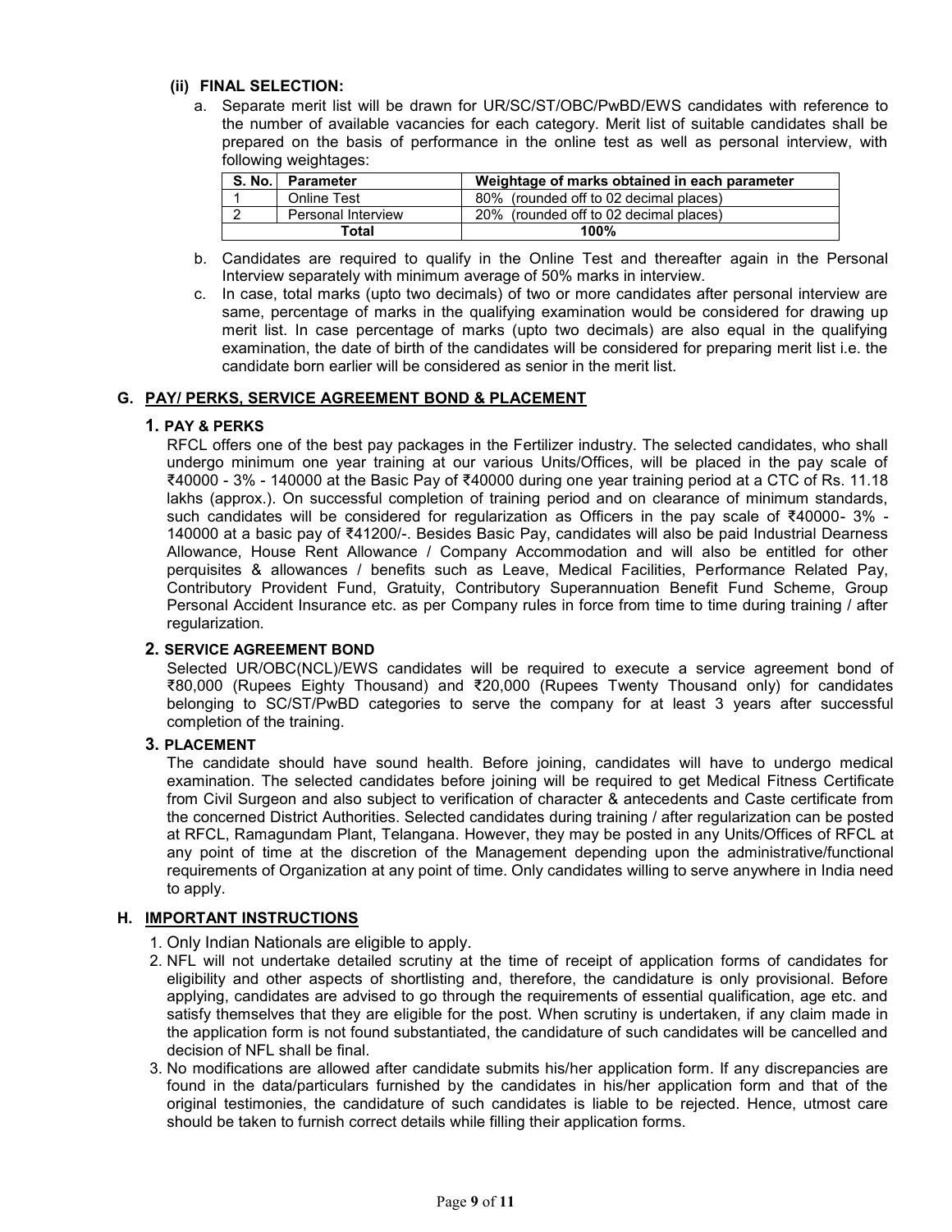**(ii) FINAL SELECTION:**

a. Separate merit list will be drawn for UR/SC/ST/OBC/PwBD/EWS candidates with reference to the number of available vacancies for each category. Merit list of suitable candidates shall be prepared on the basis of performance in the online test as well as personal interview, with following weightages:

| S. No. | Parameter | Weightage of marks obtained in each parameter |
|---|---|---|
| 1 | Online Test | 80% (rounded off to 02 decimal places) |
| 2 | Personal Interview | 20% (rounded off to 02 decimal places) |
| Total | | 100% |

b. Candidates are required to qualify in the Online Test and thereafter again in the Personal Interview separately with minimum average of 50% marks in interview.

c. In case, total marks (upto two decimals) of two or more candidates after personal interview are same, percentage of marks in the qualifying examination would be considered for drawing up merit list. In case percentage of marks (upto two decimals) are also equal in the qualifying examination, the date of birth of the candidates will be considered for preparing merit list i.e. the candidate born earlier will be considered as senior in the merit list.

## G. PAY/ PERKS, SERVICE AGREEMENT BOND & PLACEMENT

### 1. PAY & PERKS

RFCL offers one of the best pay packages in the Fertilizer industry. The selected candidates, who shall undergo minimum one year training at our various Units/Offices, will be placed in the pay scale of ₹40000 - 3% - 140000 at the Basic Pay of ₹40000 during one year training period at a CTC of Rs. 11.18 lakhs (approx.). On successful completion of training period and on clearance of minimum standards, such candidates will be considered for regularization as Officers in the pay scale of ₹40000- 3% - 140000 at a basic pay of ₹41200/-. Besides Basic Pay, candidates will also be paid Industrial Dearness Allowance, House Rent Allowance / Company Accommodation and will also be entitled for other perquisites & allowances / benefits such as Leave, Medical Facilities, Performance Related Pay, Contributory Provident Fund, Gratuity, Contributory Superannuation Benefit Fund Scheme, Group Personal Accident Insurance etc. as per Company rules in force from time to time during training / after regularization.

### 2. SERVICE AGREEMENT BOND

Selected UR/OBC(NCL)/EWS candidates will be required to execute a service agreement bond of ₹80,000 (Rupees Eighty Thousand) and ₹20,000 (Rupees Twenty Thousand only) for candidates belonging to SC/ST/PwBD categories to serve the company for at least 3 years after successful completion of the training.

### 3. PLACEMENT

The candidate should have sound health. Before joining, candidates will have to undergo medical examination. The selected candidates before joining will be required to get Medical Fitness Certificate from Civil Surgeon and also subject to verification of character & antecedents and Caste certificate from the concerned District Authorities. Selected candidates during training / after regularization can be posted at RFCL, Ramagundam Plant, Telangana. However, they may be posted in any Units/Offices of RFCL at any point of time at the discretion of the Management depending upon the administrative/functional requirements of Organization at any point of time. Only candidates willing to serve anywhere in India need to apply.

## H. IMPORTANT INSTRUCTIONS

1. Only Indian Nationals are eligible to apply.
2. NFL will not undertake detailed scrutiny at the time of receipt of application forms of candidates for eligibility and other aspects of shortlisting and, therefore, the candidature is only provisional. Before applying, candidates are advised to go through the requirements of essential qualification, age etc. and satisfy themselves that they are eligible for the post. When scrutiny is undertaken, if any claim made in the application form is not found substantiated, the candidature of such candidates will be cancelled and decision of NFL shall be final.
3. No modifications are allowed after candidate submits his/her application form. If any discrepancies are found in the data/particulars furnished by the candidates in his/her application form and that of the original testimonies, the candidature of such candidates is liable to be rejected. Hence, utmost care should be taken to furnish correct details while filling their application forms.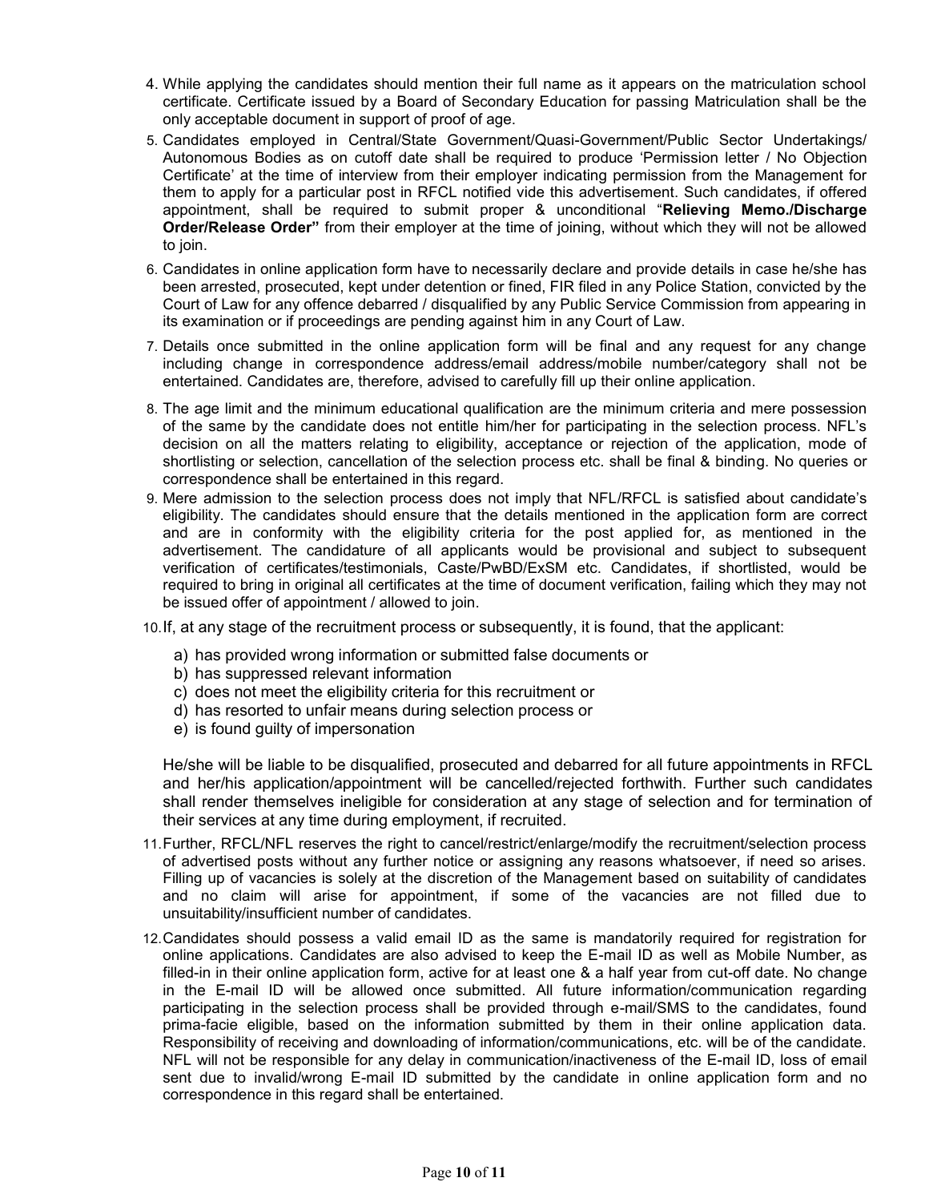4. While applying the candidates should mention their full name as it appears on the matriculation school certificate. Certificate issued by a Board of Secondary Education for passing Matriculation shall be the only acceptable document in support of proof of age.
5. Candidates employed in Central/State Government/Quasi-Government/Public Sector Undertakings/ Autonomous Bodies as on cutoff date shall be required to produce 'Permission letter / No Objection Certificate' at the time of interview from their employer indicating permission from the Management for them to apply for a particular post in RFCL notified vide this advertisement. Such candidates, if offered appointment, shall be required to submit proper & unconditional "**Relieving Memo./Discharge Order/Release Order"** from their employer at the time of joining, without which they will not be allowed to join.
6. Candidates in online application form have to necessarily declare and provide details in case he/she has been arrested, prosecuted, kept under detention or fined, FIR filed in any Police Station, convicted by the Court of Law for any offence debarred / disqualified by any Public Service Commission from appearing in its examination or if proceedings are pending against him in any Court of Law.
7. Details once submitted in the online application form will be final and any request for any change including change in correspondence address/email address/mobile number/category shall not be entertained. Candidates are, therefore, advised to carefully fill up their online application.
8. The age limit and the minimum educational qualification are the minimum criteria and mere possession of the same by the candidate does not entitle him/her for participating in the selection process. NFL's decision on all the matters relating to eligibility, acceptance or rejection of the application, mode of shortlisting or selection, cancellation of the selection process etc. shall be final & binding. No queries or correspondence shall be entertained in this regard.
9. Mere admission to the selection process does not imply that NFL/RFCL is satisfied about candidate's eligibility. The candidates should ensure that the details mentioned in the application form are correct and are in conformity with the eligibility criteria for the post applied for, as mentioned in the advertisement. The candidature of all applicants would be provisional and subject to subsequent verification of certificates/testimonials, Caste/PwBD/ExSM etc. Candidates, if shortlisted, would be required to bring in original all certificates at the time of document verification, failing which they may not be issued offer of appointment / allowed to join.
10. If, at any stage of the recruitment process or subsequently, it is found, that the applicant:
    a) has provided wrong information or submitted false documents or
    b) has suppressed relevant information
    c) does not meet the eligibility criteria for this recruitment or
    d) has resorted to unfair means during selection process or
    e) is found guilty of impersonation

    He/she will be liable to be disqualified, prosecuted and debarred for all future appointments in RFCL and her/his application/appointment will be cancelled/rejected forthwith. Further such candidates shall render themselves ineligible for consideration at any stage of selection and for termination of their services at any time during employment, if recruited.
11. Further, RFCL/NFL reserves the right to cancel/restrict/enlarge/modify the recruitment/selection process of advertised posts without any further notice or assigning any reasons whatsoever, if need so arises. Filling up of vacancies is solely at the discretion of the Management based on suitability of candidates and no claim will arise for appointment, if some of the vacancies are not filled due to unsuitability/insufficient number of candidates.
12. Candidates should possess a valid email ID as the same is mandatorily required for registration for online applications. Candidates are also advised to keep the E-mail ID as well as Mobile Number, as filled-in in their online application form, active for at least one & a half year from cut-off date. No change in the E-mail ID will be allowed once submitted. All future information/communication regarding participating in the selection process shall be provided through e-mail/SMS to the candidates, found prima-facie eligible, based on the information submitted by them in their online application data. Responsibility of receiving and downloading of information/communications, etc. will be of the candidate. NFL will not be responsible for any delay in communication/inactiveness of the E-mail ID, loss of email sent due to invalid/wrong E-mail ID submitted by the candidate in online application form and no correspondence in this regard shall be entertained.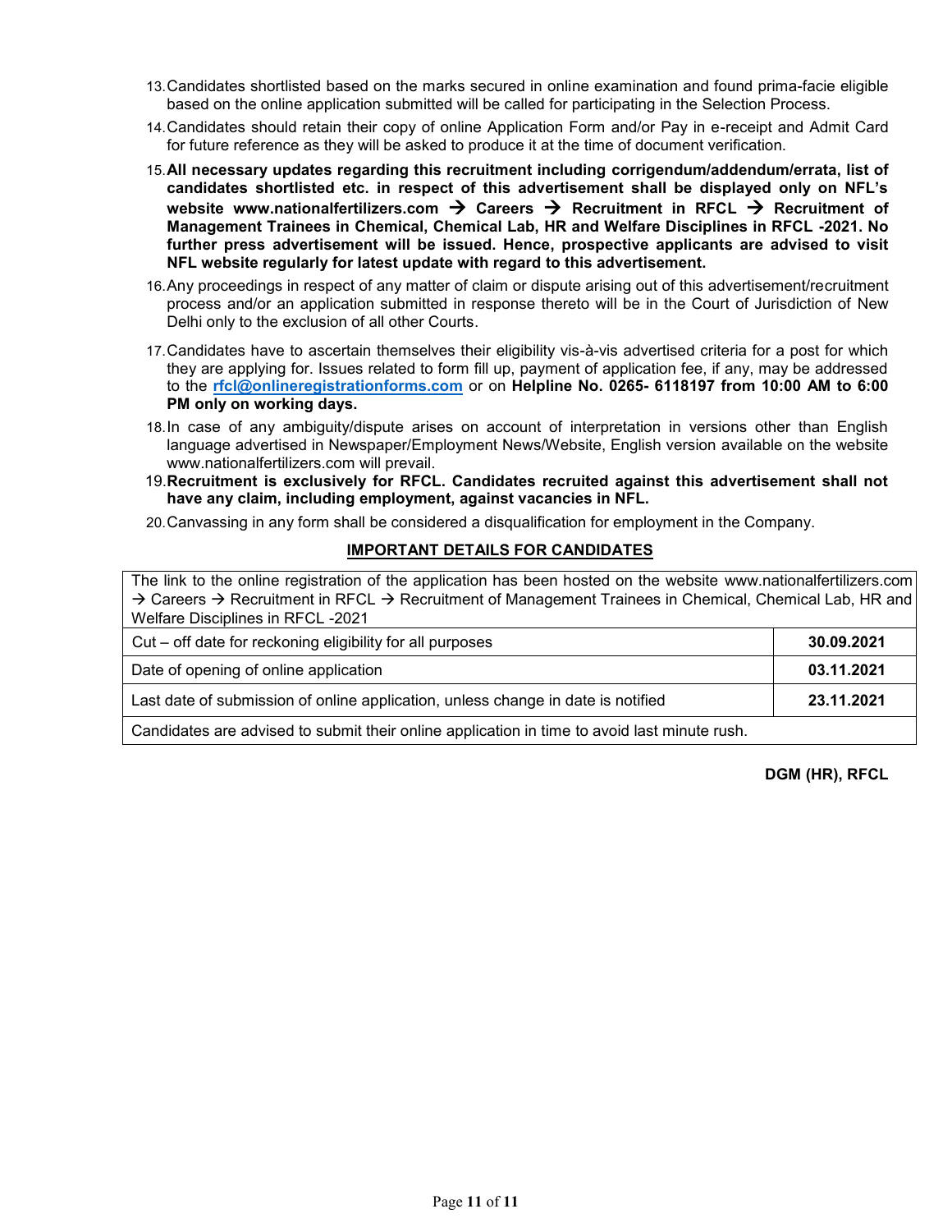13. Candidates shortlisted based on the marks secured in online examination and found prima-facie eligible based on the online application submitted will be called for participating in the Selection Process.
14. Candidates should retain their copy of online Application Form and/or Pay in e-receipt and Admit Card for future reference as they will be asked to produce it at the time of document verification.
15. **All necessary updates regarding this recruitment including corrigendum/addendum/errata, list of candidates shortlisted etc. in respect of this advertisement shall be displayed only on NFL's website www.nationalfertilizers.com → Careers → Recruitment in RFCL → Recruitment of Management Trainees in Chemical, Chemical Lab, HR and Welfare Disciplines in RFCL -2021. No further press advertisement will be issued. Hence, prospective applicants are advised to visit NFL website regularly for latest update with regard to this advertisement.**
16. Any proceedings in respect of any matter of claim or dispute arising out of this advertisement/recruitment process and/or an application submitted in response thereto will be in the Court of Jurisdiction of New Delhi only to the exclusion of all other Courts.
17. Candidates have to ascertain themselves their eligibility vis-à-vis advertised criteria for a post for which they are applying for. Issues related to form fill up, payment of application fee, if any, may be addressed to the **rfcl@onlineregistrationforms.com** or on **Helpline No. 0265- 6118197 from 10:00 AM to 6:00 PM only on working days.**
18. In case of any ambiguity/dispute arises on account of interpretation in versions other than English language advertised in Newspaper/Employment News/Website, English version available on the website www.nationalfertilizers.com will prevail.
19. **Recruitment is exclusively for RFCL. Candidates recruited against this advertisement shall not have any claim, including employment, against vacancies in NFL.**
20. Canvassing in any form shall be considered a disqualification for employment in the Company.

## IMPORTANT DETAILS FOR CANDIDATES

| | |
|---|---|
| The link to the online registration of the application has been hosted on the website www.nationalfertilizers.com → Careers → Recruitment in RFCL → Recruitment of Management Trainees in Chemical, Chemical Lab, HR and Welfare Disciplines in RFCL -2021 | |
| Cut – off date for reckoning eligibility for all purposes | **30.09.2021** |
| Date of opening of online application | **03.11.2021** |
| Last date of submission of online application, unless change in date is notified | **23.11.2021** |
| Candidates are advised to submit their online application in time to avoid last minute rush. | |

**DGM (HR), RFCL**